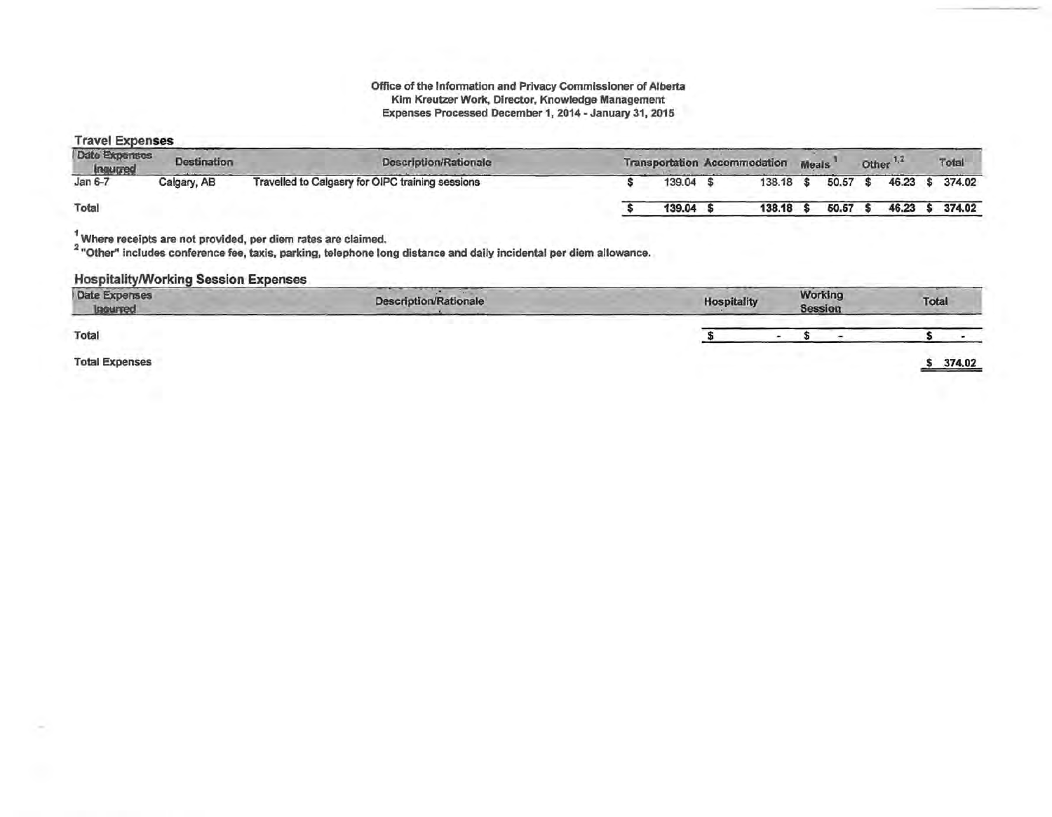**Office of the Information and Privacy Commissioner of Alberta**
**Kim Kreutzer Work, Director, Knowledge Management**
**Expenses Processed December 1, 2014 - January 31, 2015**

## Travel Expenses

| Date Expenses Incurred | Destination | Description/Rationale | Transportation | Accommodation | Meals [1] | Other [1,2] | Total |
|---|---|---|---|---|---|---|---|
| Jan 6-7 | Calgary, AB | Travelled to Calgasry for OIPC training sessions | $ 139.04 | $ 138.18 | $ 50.57 | $ 46.23 | $ 374.02 |
| **Total** | | | **$ 139.04** | **$ 138.18** | **$ 50.57** | **$ 46.23** | **$ 374.02** |

[1] Where receipts are not provided, per diem rates are claimed.
[2] "Other" includes conference fee, taxis, parking, telephone long distance and daily incidental per diem allowance.

## Hospitality/Working Session Expenses

| Date Expenses Incurred | Description/Rationale | Hospitality | Working Session | Total |
|---|---|---|---|---|
| **Total** | | $ - | $ - | $ - |

**Total Expenses** $ 374.02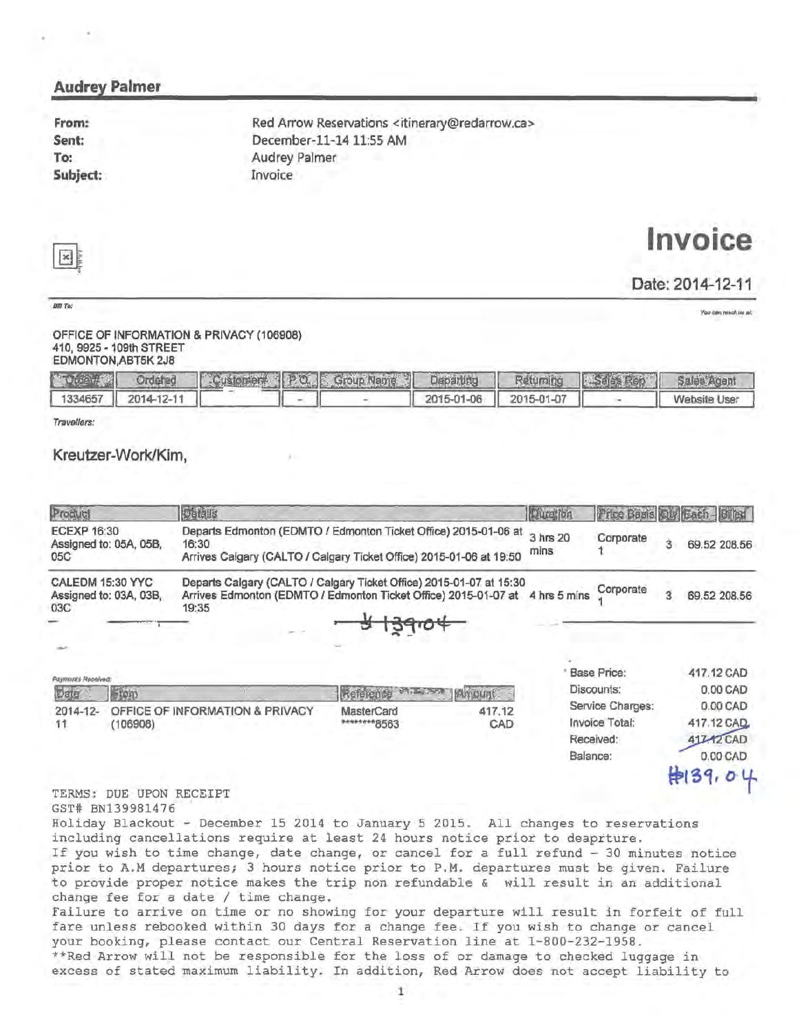## Audrey Palmer

**From:** Red Arrow Reservations <itinerary@redarrow.ca>
**Sent:** December-11-14 11:55 AM
**To:** Audrey Palmer
**Subject:** Invoice

# Invoice

**Date: 2014-12-11**

*Bill To:*

*You can reach us at:*

OFFICE OF INFORMATION & PRIVACY (106908)
410, 9925 - 109th STREET
EDMONTON,ABT5K 2J8

| Order# | Ordered | Customer# | P.O. | Group Name | Departing | Returning | Sales Rep | Sales Agent |
|---|---|---|---|---|---|---|---|---|
| 1334657 | 2014-12-11 | | - | - | 2015-01-06 | 2015-01-07 | - | Website User |

*Travellers:*

Kreutzer-Work/Kim,

| Product | Details | Duration | Price Basis | Qty | Each | Billed |
|---|---|---|---|---|---|---|
| ECEXP 16:30 Assigned to: 05A, 05B, 05C | Departs Edmonton (EDMTO / Edmonton Ticket Office) 2015-01-06 at 16:30 Arrives Calgary (CALTO / Calgary Ticket Office) 2015-01-06 at 19:50 | 3 hrs 20 mins | Corporate 1 | 3 | 69.52 | 208.56 |
| CALEDM 15:30 YYC Assigned to: 03A, 03B, 03C | Departs Calgary (CALTO / Calgary Ticket Office) 2015-01-07 at 15:30 Arrives Edmonton (EDMTO / Edmonton Ticket Office) 2015-01-07 at 19:35 | 4 hrs 5 mins | Corporate 1 | 3 | 69.52 | 208.56 |

$139.04

*Payments Received:*

| Date | From | Reference | Amount |
|---|---|---|---|
| 2014-12-11 | OFFICE OF INFORMATION & PRIVACY (106908) | MasterCard ********8563 | 417.12 CAD |

| | |
|---|---|
| Base Price: | 417.12 CAD |
| Discounts: | 0.00 CAD |
| Service Charges: | 0.00 CAD |
| Invoice Total: | 417.12 CAD |
| Received: | 417.12 CAD |
| Balance: | 0.00 CAD |

$139.04

TERMS: DUE UPON RECEIPT
GST# BN139981476
Holiday Blackout - December 15 2014 to January 5 2015. All changes to reservations including cancellations require at least 24 hours notice prior to deaprture.
If you wish to time change, date change, or cancel for a full refund - 30 minutes notice prior to A.M departures; 3 hours notice prior to P.M. departures must be given. Failure to provide proper notice makes the trip non refundable & will result in an additional change fee for a date / time change.
Failure to arrive on time or no showing for your departure will result in forfeit of full fare unless rebooked within 30 days for a change fee. If you wish to change or cancel your booking, please contact our Central Reservation line at 1-800-232-1958.
**Red Arrow will not be responsible for the loss of or damage to checked luggage in excess of stated maximum liability. In addition, Red Arrow does not accept liability to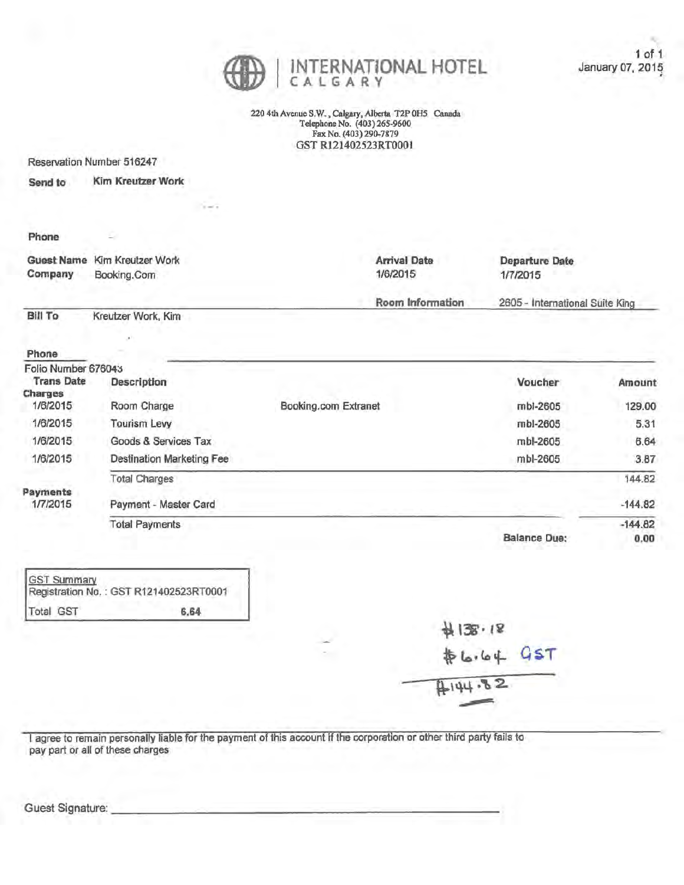# INTERNATIONAL HOTEL
CALGARY

January 07, 2015

220 4th Avenue S.W., Calgary, Alberta T2P 0H5 Canada
Telephone No. (403) 265-9600
Fax No. (403) 290-7879
GST R121402523RT0001

Reservation Number 516247

**Send to** Kim Kreutzer Work

**Phone**

**Guest Name** Kim Kreutzer Work
**Company** Booking.Com

**Arrival Date** 1/6/2015
**Departure Date** 1/7/2015

**Room Information** 2605 - International Suite King

**Bill To** Kreutzer Work, Kim

**Phone**

Folio Number 676043

| Trans Date | Description | | Voucher | Amount |
|---|---|---|---|---|
| **Charges** | | | | |
| 1/6/2015 | Room Charge | Booking.com Extranet | mbl-2605 | 129.00 |
| 1/6/2015 | Tourism Levy | | mbl-2605 | 5.31 |
| 1/6/2015 | Goods & Services Tax | | mbl-2605 | 6.64 |
| 1/6/2015 | Destination Marketing Fee | | mbl-2605 | 3.87 |
| | Total Charges | | | 144.82 |
| **Payments** | | | | |
| 1/7/2015 | Payment - Master Card | | | -144.82 |
| | Total Payments | | | -144.82 |
| | | | **Balance Due:** | **0.00** |

| GST Summary | |
|---|---|
| Registration No. : GST R121402523RT0001 | |
| Total GST | 6.64 |

$138.18
$6.64 GST
$144.82

I agree to remain personally liable for the payment of this account if the corporation or other third party fails to pay part or all of these charges

Guest Signature: ______________________________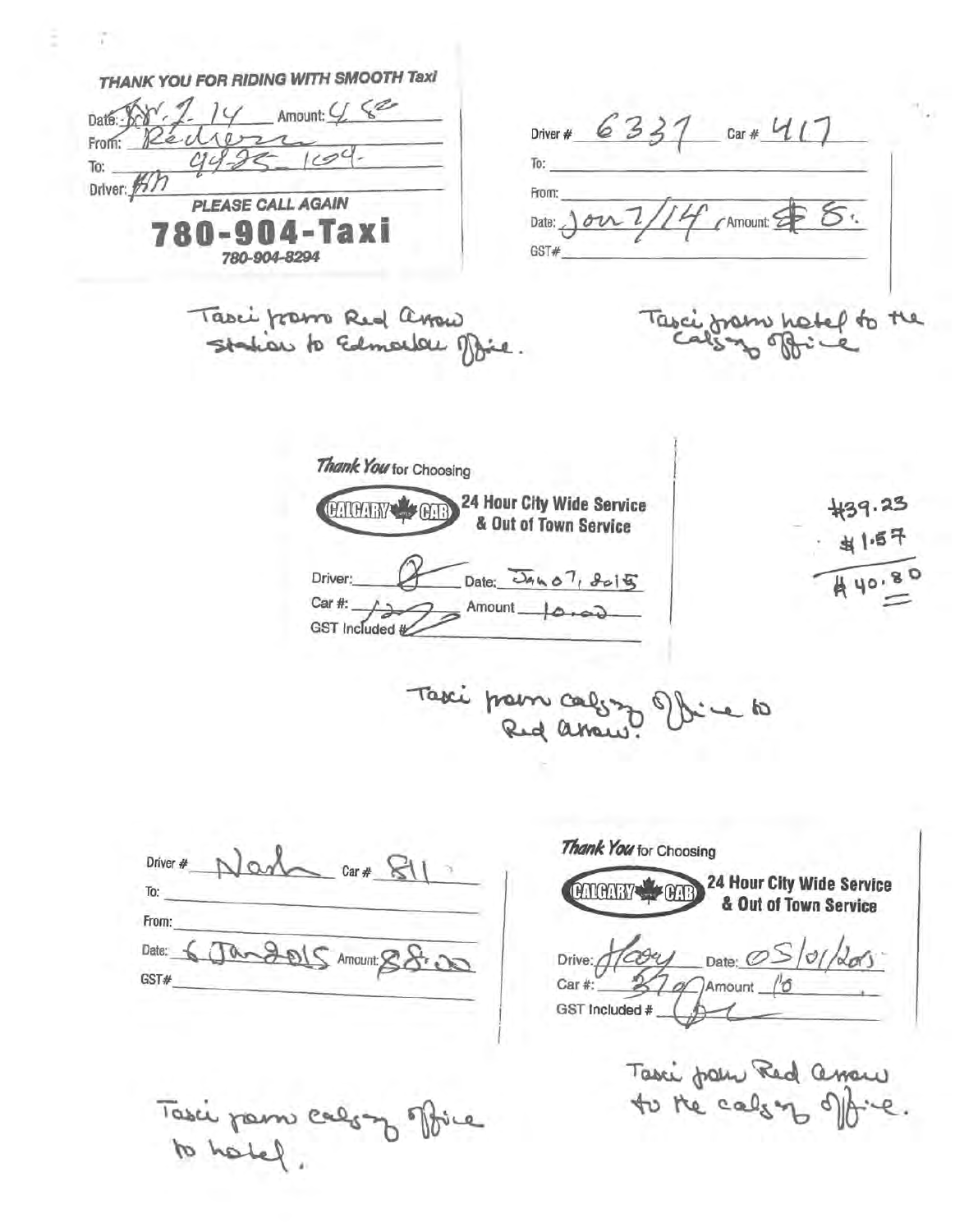**THANK YOU FOR RIDING WITH SMOOTH Taxi**

Date: Jan. 7. 14 Amount: 4.80

From: Red Arrow

To: 9925 109

Driver: KH

**PLEASE CALL AGAIN**

**780-904-Taxi**

780-904-8294

Taxi from Red Arrow station to Edmonton Office.

---

Driver # 6337 Car # 417

To:

From:

Date: Jan 7/14 Amount: $8.

GST#

Taxi from hotel to the Calgary Office

---

*Thank You* for Choosing

CALGARY CAB — 24 Hour City Wide Service & Out of Town Service

Driver: _____ Date: Jan 07, 2015

Car #: 122 Amount 10.00

GST Included #

Taxi from Calgary Office to Red Arrow.

$39.23
$1.57
$40.80

---

Driver # Nah Car # 811

To:

From:

Date: 6 Jan 2015 Amount: 8.00

GST#

Taxi from Calgary Office to hotel.

---

*Thank You* for Choosing

CALGARY CAB — 24 Hour City Wide Service & Out of Town Service

Driver: Harry Date: 05/01/2015

Car #: 370 Amount 10

GST Included #

Taxi from Red Arrow to the Calgary Office.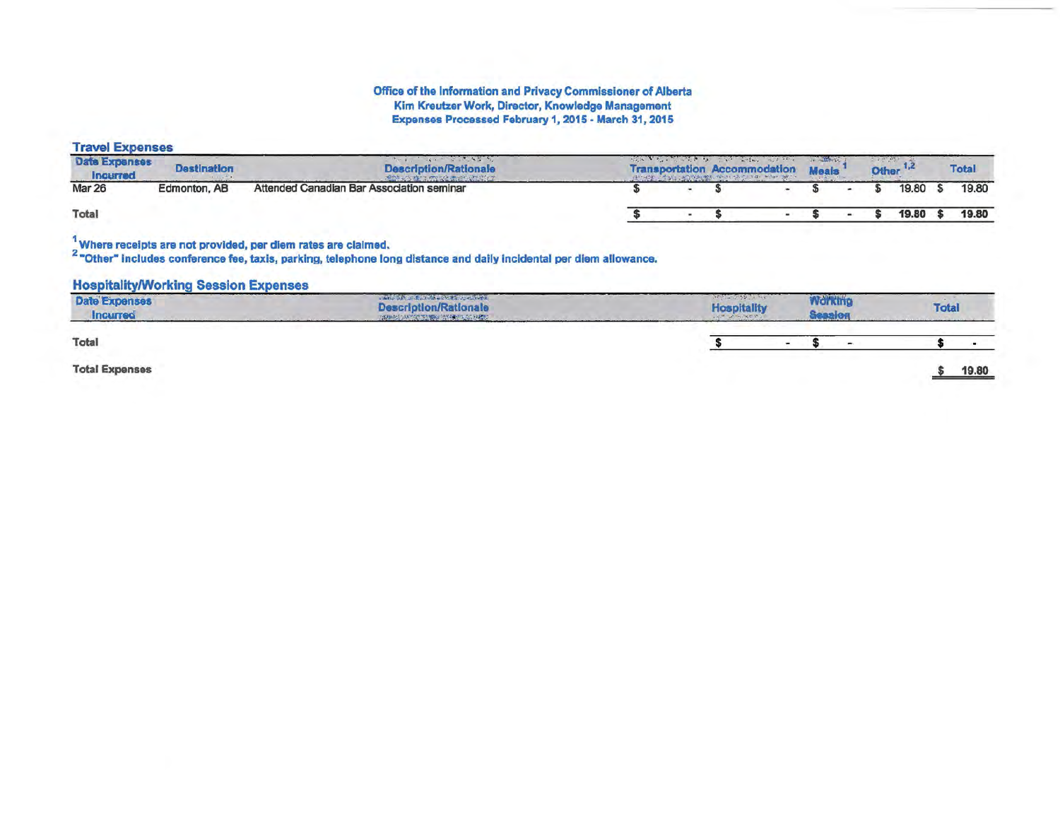**Office of the Information and Privacy Commissioner of Alberta**
**Kim Kreutzer Work, Director, Knowledge Management**
**Expenses Processed February 1, 2015 - March 31, 2015**

## Travel Expenses

| Date Expenses Incurred | Destination | Description/Rationale | Transportation | Accommodation | Meals [1] | Other [1,2] | Total |
|---|---|---|---|---|---|---|---|
| Mar 26 | Edmonton, AB | Attended Canadian Bar Association seminar | $ - | $ - | $ - | $ 19.80 | $ 19.80 |
| **Total** | | | **$ -** | **$ -** | **$ -** | **$ 19.80** | **$ 19.80** |

[1] Where receipts are not provided, per diem rates are claimed.
[2] "Other" includes conference fee, taxis, parking, telephone long distance and daily incidental per diem allowance.

## Hospitality/Working Session Expenses

| Date Expenses Incurred | Description/Rationale | Hospitality | Working Session | Total |
|---|---|---|---|---|
| **Total** | | **$ -** | **$ -** | **$ -** |

**Total Expenses** **$ 19.80**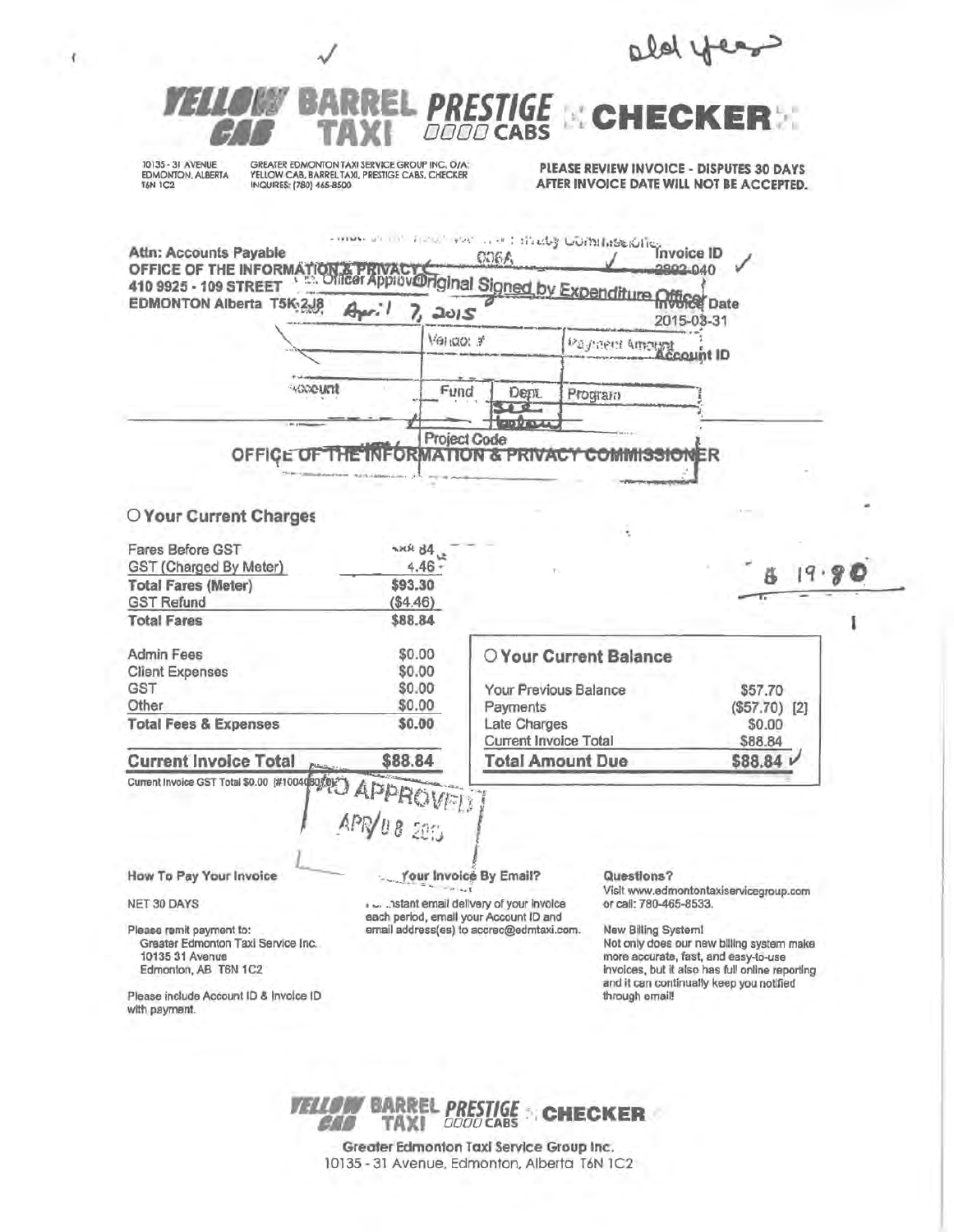old years

✓

**YELLOW CAB BARREL TAXI PRESTIGE CABS CHECKER**

10135 - 31 AVENUE
EDMONTON, ALBERTA
T6N 1C2

GREATER EDMONTON TAXI SERVICE GROUP INC. O/A:
YELLOW CAB, BARREL TAXI, PRESTIGE CABS, CHECKER
INQUIRES: (780) 465-8500

**PLEASE REVIEW INVOICE - DISPUTES 30 DAYS AFTER INVOICE DATE WILL NOT BE ACCEPTED.**

**Attn: Accounts Payable**
**OFFICE OF THE INFORMATION & PRIVACY C**
**410 9925 - 109 STREET**
**EDMONTON Alberta T5K 2J8**

Officer Approval Original Signed by Expenditure Officer

April 7, 2015

006A ✓

**Invoice ID** 2892-040 ✓

**Invoice Date** 2015-03-31

**Account ID**

| Vendor # | Payment Amount |
|---|---|
| | |

| Account | Fund | Dept. | Program |
|---|---|---|---|
| | | see below | |

Project Code

OFFICE OF THE INFORMATION & PRIVACY COMMISSIONER

## Your Current Charges

| | |
|---|---|
| Fares Before GST | $88.84 |
| GST (Charged By Meter) | 4.46 |
| **Total Fares (Meter)** | **$93.30** |
| GST Refund | ($4.46) |
| **Total Fares** | **$88.84** |

$ 19.80

| | |
|---|---|
| Admin Fees | $0.00 |
| Client Expenses | $0.00 |
| GST | $0.00 |
| Other | $0.00 |
| **Total Fees & Expenses** | **$0.00** |

| | |
|---|---|
| **Current Invoice Total** | **$88.84** |

Current Invoice GST Total $0.00 (#1004080...)

## Your Current Balance

| | |
|---|---|
| Your Previous Balance | $57.70 |
| Payments | ($57.70) [2] |
| Late Charges | $0.00 |
| Current Invoice Total | $88.84 |
| **Total Amount Due** | **$88.84** ✓ |

APPROVED
APR 08 2015

**How To Pay Your Invoice**

NET 30 DAYS

Please remit payment to:
Greater Edmonton Taxi Service Inc.
10135 31 Avenue
Edmonton, AB T6N 1C2

Please include Account ID & Invoice ID with payment.

**Your Invoice By Email?**

...nstant email delivery of your invoice each period, email your Account ID and email address(es) to accrec@edmtaxi.com.

**Questions?**

Visit www.edmontontaxiservicegroup.com or call: 780-465-8533.

New Billing System!
Not only does our new billing system make more accurate, fast, and easy-to-use invoices, but it also has full online reporting and it can continually keep you notified through email!

**YELLOW CAB BARREL TAXI PRESTIGE CABS CHECKER**

**Greater Edmonton Taxi Service Group Inc.**
10135 - 31 Avenue, Edmonton, Alberta T6N 1C2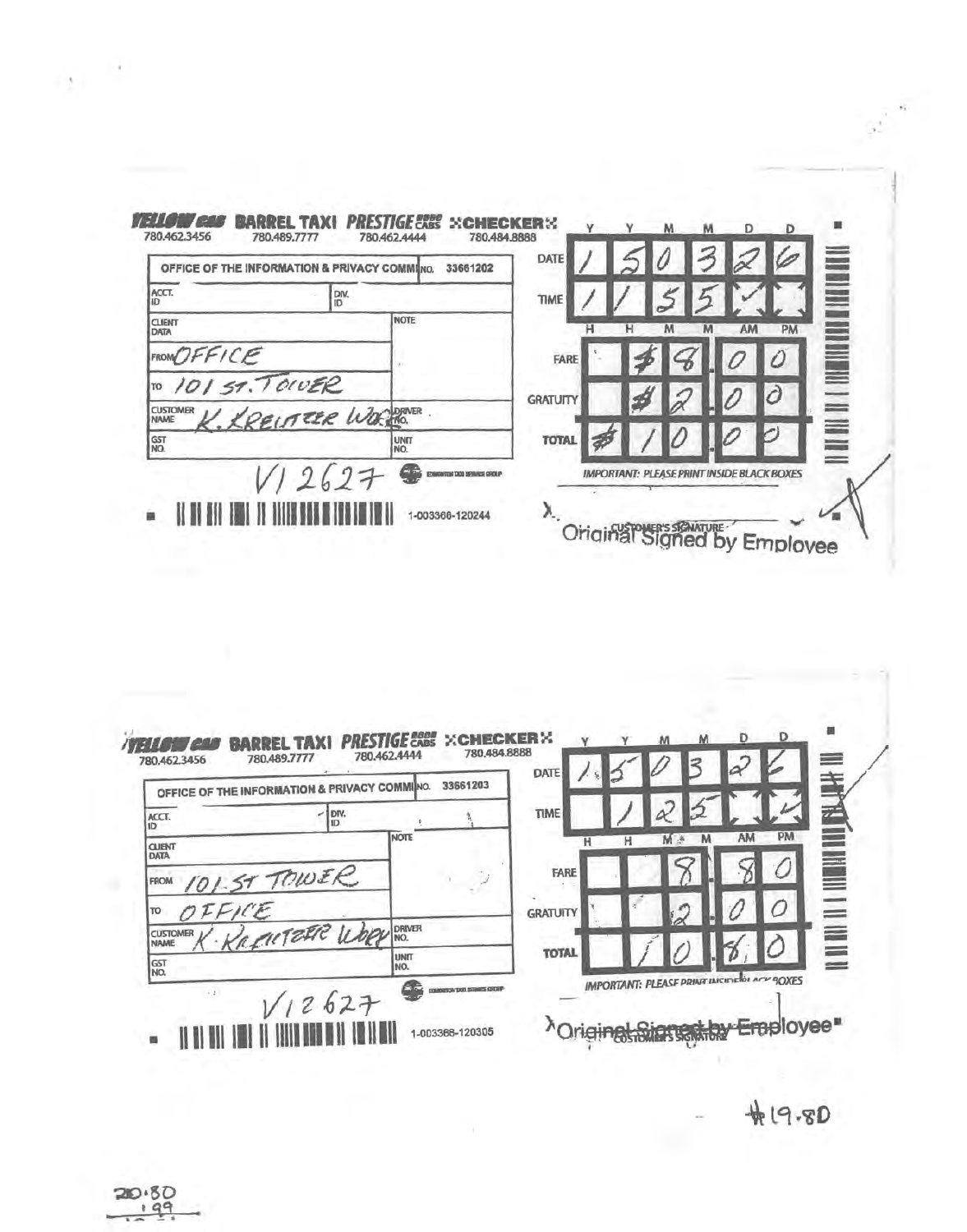**YELLOW CAB** 780.462.3456 **BARREL TAXI** 780.489.7777 **PRESTIGE CABS** 780.462.4444 **CHECKER** 780.484.8888

OFFICE OF THE INFORMATION & PRIVACY COMMI NO. 33661202

ACCT. ID | DIV. ID

CLIENT DATA | NOTE

FROM OFFICE

TO 101 ST. TOWER

CUSTOMER NAME K. KREUTZER WORK | DRIVER NO.

GST NO. | UNIT NO.

V12627

EDMONTON TAXI SERVICE GROUP

1-003366-120244

| | Y | Y | M | M | D | D |
|---|---|---|---|---|---|---|
| DATE | 1 | 5 | 0 | 3 | 2 | 6 |
| TIME | 1 | 1 | 5 | 5 | ✓ | |
| | H | H | M | M | AM | PM |
| FARE | | $ | 8 | . | 0 | 0 |
| GRATUITY | | $ | 2 | . | 0 | 0 |
| TOTAL | $ | 1 | 0 | . | 0 | 0 |

*IMPORTANT: PLEASE PRINT INSIDE BLACK BOXES*

CUSTOMER'S SIGNATURE

Original Signed by Employee

---

**YELLOW CAB** 780.462.3456 **BARREL TAXI** 780.489.7777 **PRESTIGE CABS** 780.462.4444 **CHECKER** 780.484.8888

OFFICE OF THE INFORMATION & PRIVACY COMMI NO. 33661203

ACCT. ID | DIV. ID

CLIENT DATA | NOTE

FROM 101 ST TOWER

TO OFFICE

CUSTOMER NAME K. KREUTZER WORK | DRIVER NO.

GST NO. | UNIT NO.

V12627

EDMONTON TAXI SERVICE GROUP

1-003366-120305

| | Y | Y | M | M | D | D |
|---|---|---|---|---|---|---|
| DATE | 1 | 5 | 0 | 3 | 2 | 6 |
| TIME | | 1 | 2 | 5 | | ✓ |
| | H | H | M | M | AM | PM |
| FARE | | | 8 | . | 8 | 0 |
| GRATUITY | | | 2 | . | 0 | 0 |
| TOTAL | | 1 | 0 | . | 8 | 0 |

*IMPORTANT: PLEASE PRINT INSIDE BLACK BOXES*

CUSTOMER'S SIGNATURE

Original Signed by Employee

$19.80

20.80
1.99